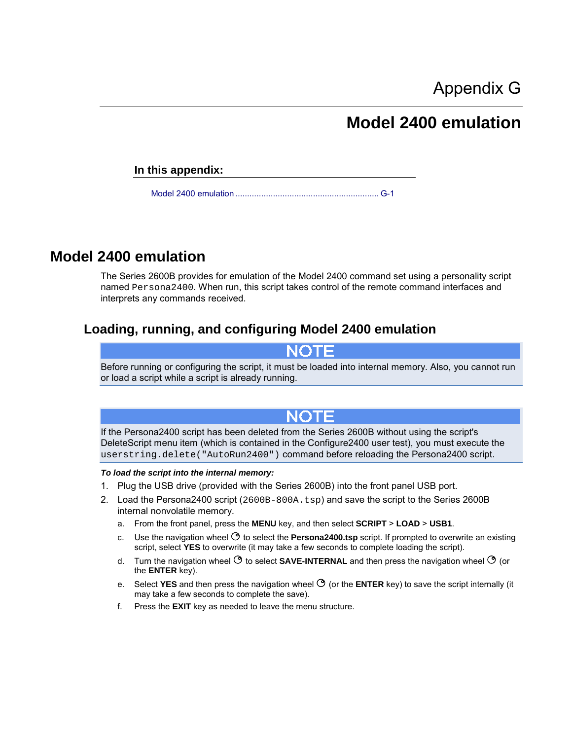# Appendix G

# Model 2400 emulation

**In this appendix:**

Model 2400 emulation ............................................................ G-1

## Model 2400 emulation

The Series 2600B provides for emulation of the Model 2400 command set using a personality script named `Persona2400`. When run, this script takes control of the remote command interfaces and interprets any commands received.

### Loading, running, and configuring Model 2400 emulation

> **NOTE**
>
> Before running or configuring the script, it must be loaded into internal memory. Also, you cannot run or load a script while a script is already running.

> **NOTE**
>
> If the Persona2400 script has been deleted from the Series 2600B without using the script's DeleteScript menu item (which is contained in the Configure2400 user test), you must execute the `userstring.delete("AutoRun2400")` command before reloading the Persona2400 script.

***To load the script into the internal memory:***

1. Plug the USB drive (provided with the Series 2600B) into the front panel USB port.
2. Load the Persona2400 script (`2600B-800A.tsp`) and save the script to the Series 2600B internal nonvolatile memory.
   a. From the front panel, press the **MENU** key, and then select **SCRIPT** > **LOAD** > **USB1**.
   c. Use the navigation wheel to select the **Persona2400.tsp** script. If prompted to overwrite an existing script, select **YES** to overwrite (it may take a few seconds to complete loading the script).
   d. Turn the navigation wheel to select **SAVE-INTERNAL** and then press the navigation wheel (or the **ENTER** key).
   e. Select **YES** and then press the navigation wheel (or the **ENTER** key) to save the script internally (it may take a few seconds to complete the save).
   f. Press the **EXIT** key as needed to leave the menu structure.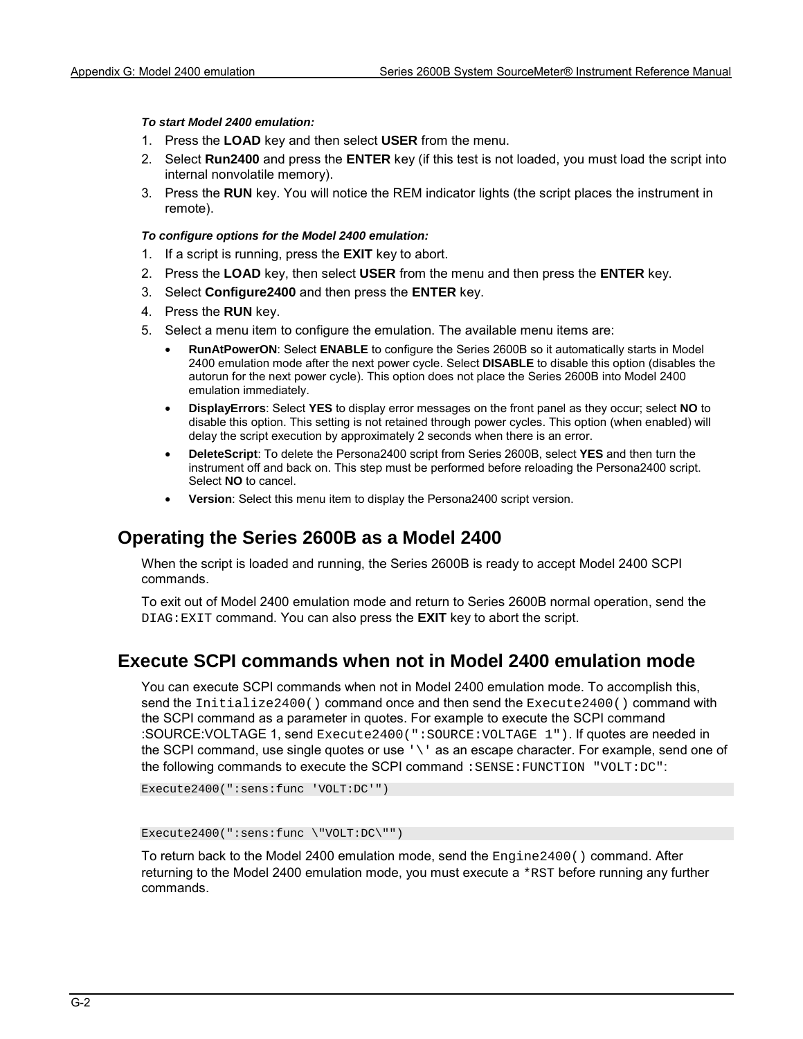***To start Model 2400 emulation:***

1. Press the **LOAD** key and then select **USER** from the menu.
2. Select **Run2400** and press the **ENTER** key (if this test is not loaded, you must load the script into internal nonvolatile memory).
3. Press the **RUN** key. You will notice the REM indicator lights (the script places the instrument in remote).

***To configure options for the Model 2400 emulation:***

1. If a script is running, press the **EXIT** key to abort.
2. Press the **LOAD** key, then select **USER** from the menu and then press the **ENTER** key.
3. Select **Configure2400** and then press the **ENTER** key.
4. Press the **RUN** key.
5. Select a menu item to configure the emulation. The available menu items are:
   - **RunAtPowerON**: Select **ENABLE** to configure the Series 2600B so it automatically starts in Model 2400 emulation mode after the next power cycle. Select **DISABLE** to disable this option (disables the autorun for the next power cycle). This option does not place the Series 2600B into Model 2400 emulation immediately.
   - **DisplayErrors**: Select **YES** to display error messages on the front panel as they occur; select **NO** to disable this option. This setting is not retained through power cycles. This option (when enabled) will delay the script execution by approximately 2 seconds when there is an error.
   - **DeleteScript**: To delete the Persona2400 script from Series 2600B, select **YES** and then turn the instrument off and back on. This step must be performed before reloading the Persona2400 script. Select **NO** to cancel.
   - **Version**: Select this menu item to display the Persona2400 script version.

## Operating the Series 2600B as a Model 2400

When the script is loaded and running, the Series 2600B is ready to accept Model 2400 SCPI commands.

To exit out of Model 2400 emulation mode and return to Series 2600B normal operation, send the `DIAG:EXIT` command. You can also press the **EXIT** key to abort the script.

## Execute SCPI commands when not in Model 2400 emulation mode

You can execute SCPI commands when not in Model 2400 emulation mode. To accomplish this, send the `Initialize2400()` command once and then send the `Execute2400()` command with the SCPI command as a parameter in quotes. For example to execute the SCPI command :SOURCE:VOLTAGE 1, send `Execute2400(":SOURCE:VOLTAGE 1")`. If quotes are needed in the SCPI command, use single quotes or use `'\'` as an escape character. For example, send one of the following commands to execute the SCPI command `:SENSE:FUNCTION "VOLT:DC"`:

```
Execute2400(":sens:func 'VOLT:DC'")
```

```
Execute2400(":sens:func \"VOLT:DC\"")
```

To return back to the Model 2400 emulation mode, send the `Engine2400()` command. After returning to the Model 2400 emulation mode, you must execute a `*RST` before running any further commands.